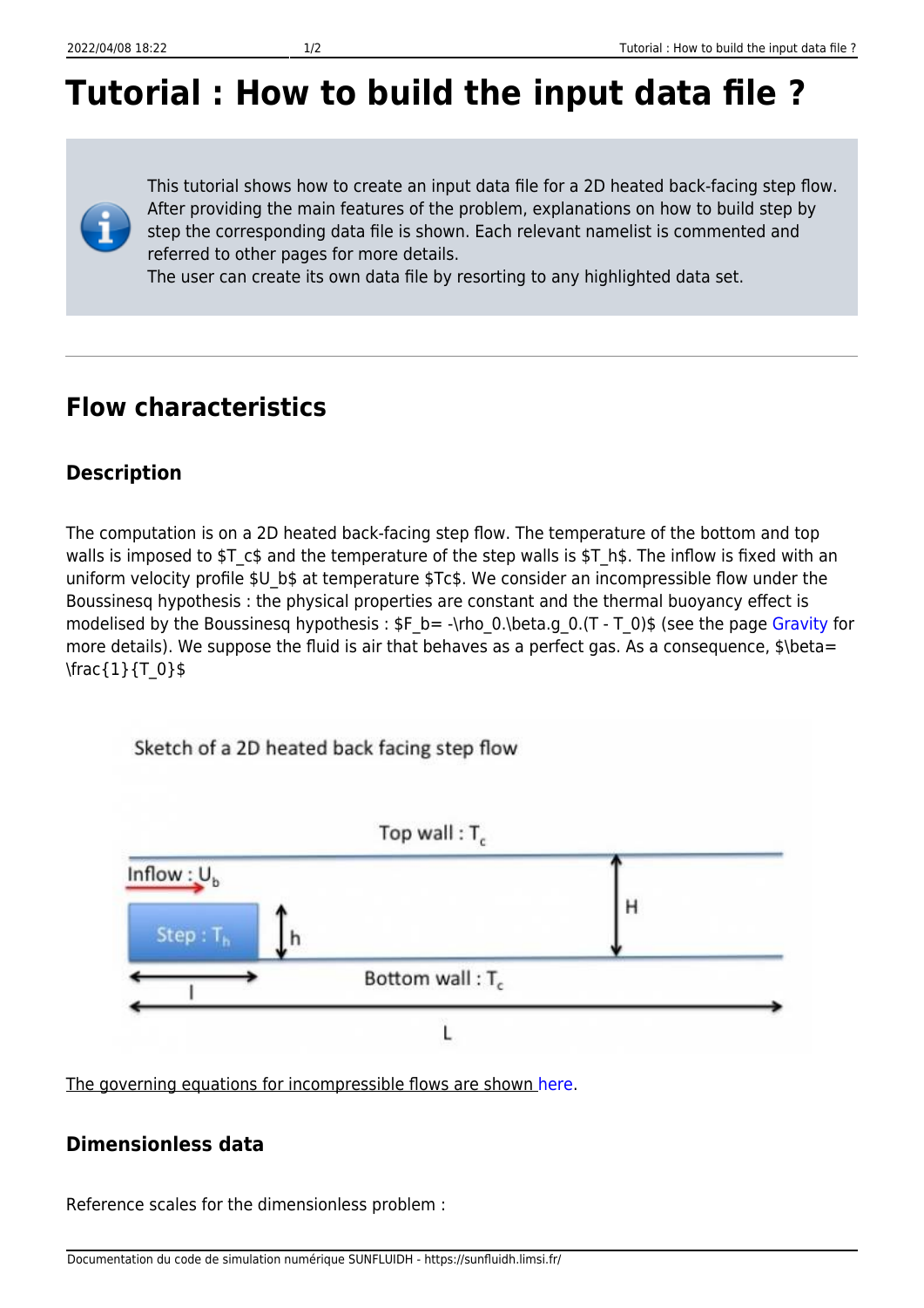# Tutorial : How to build the input data file ?

This tutorial shows how to create an input data file for a 2D heated back-facing step flow. After providing the main features of the problem, explanations on how to build step by step the corresponding data file is shown. Each relevant namelist is commented and referred to other pages for more details.
The user can create its own data file by resorting to any highlighted data set.

---

## Flow characteristics

### Description

The computation is on a 2D heated back-facing step flow. The temperature of the bottom and top walls is imposed to $T_c$ and the temperature of the step walls is $T_h$. The inflow is fixed with an uniform velocity profile $U_b$ at temperature $Tc$. We consider an incompressible flow under the Boussinesq hypothesis : the physical properties are constant and the thermal buoyancy effect is modelised by the Boussinesq hypothesis : $F_b= -\rho_0.\beta.g_0.(T - T_0)$ (see the page Gravity for more details). We suppose the fluid is air that behaves as a perfect gas. As a consequence, $\beta= \frac{1}{T_0}$

Sketch of a 2D heated back facing step flow

Top wall : $T_c$

Inflow : $U_b$

Step : $T_h$

$h$

$H$

Bottom wall : $T_c$

$l$

$L$

The governing equations for incompressible flows are shown here.

### Dimensionless data

Reference scales for the dimensionless problem :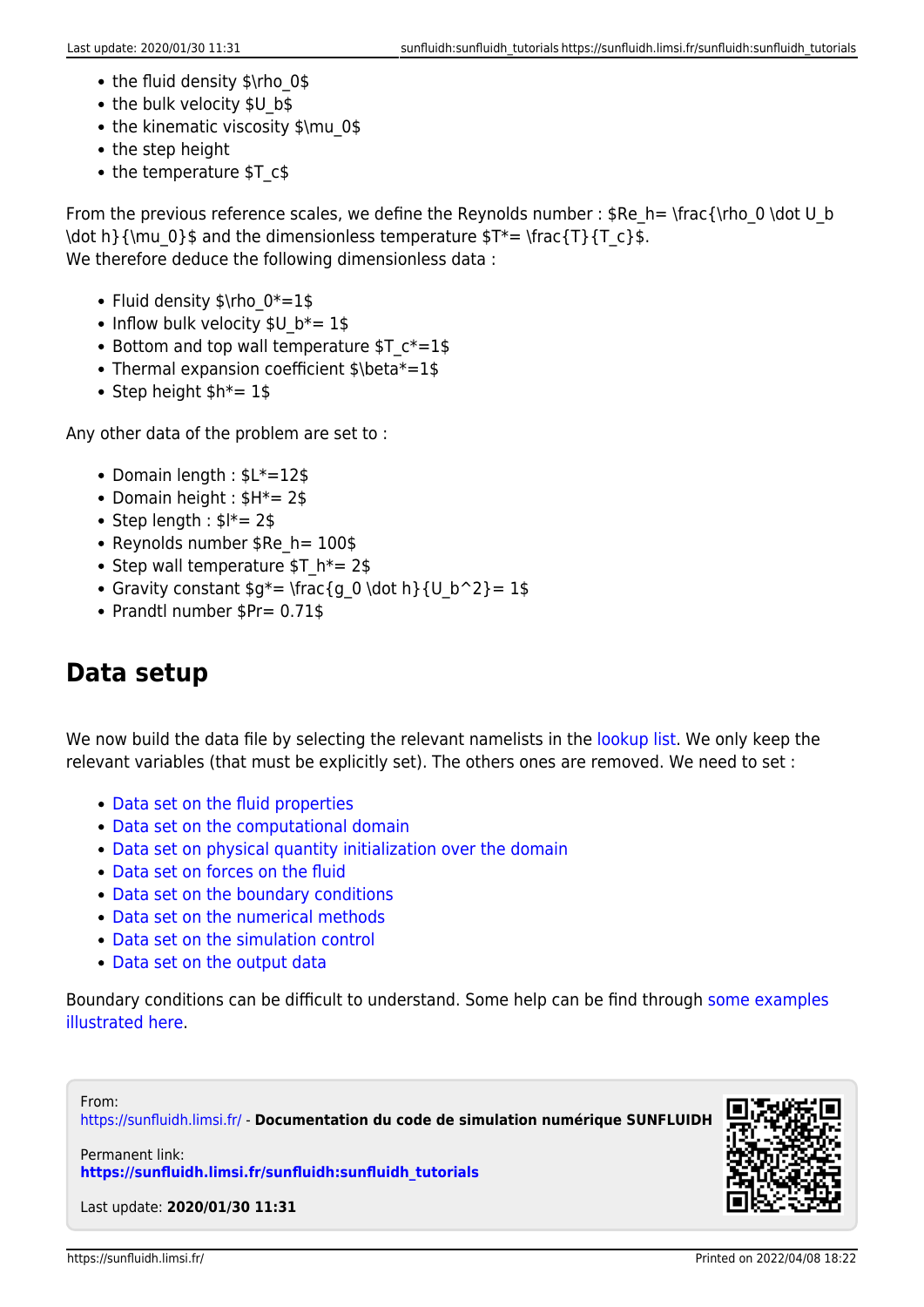- the fluid density $\rho_0$
- the bulk velocity $U_b$
- the kinematic viscosity $\mu_0$
- the step height
- the temperature $T_c$

From the previous reference scales, we define the Reynolds number : $Re_h= \frac{\rho_0 \dot U_b \dot h}{\mu_0}$ and the dimensionless temperature $T*= \frac{T}{T_c}$.
We therefore deduce the following dimensionless data :

- Fluid density $\rho_0*=1$
- Inflow bulk velocity $U_b*= 1$
- Bottom and top wall temperature $T_c*=1$
- Thermal expansion coefficient $\beta*=1$
- Step height $h*= 1$

Any other data of the problem are set to :

- Domain length : $L*=12$
- Domain height : $H*= 2$
- Step length : $l*= 2$
- Reynolds number $Re_h= 100$
- Step wall temperature $T_h*= 2$
- Gravity constant $g*= \frac{g_0 \dot h}{U_b^2}= 1$
- Prandtl number $Pr= 0.71$

## Data setup

We now build the data file by selecting the relevant namelists in the lookup list. We only keep the relevant variables (that must be explicitly set). The others ones are removed. We need to set :

- Data set on the fluid properties
- Data set on the computational domain
- Data set on physical quantity initialization over the domain
- Data set on forces on the fluid
- Data set on the boundary conditions
- Data set on the numerical methods
- Data set on the simulation control
- Data set on the output data

Boundary conditions can be difficult to understand. Some help can be find through some examples illustrated here.

From:
https://sunfluidh.limsi.fr/ - **Documentation du code de simulation numérique SUNFLUIDH**

Permanent link:
**https://sunfluidh.limsi.fr/sunfluidh:sunfluidh_tutorials**

Last update: **2020/01/30 11:31**